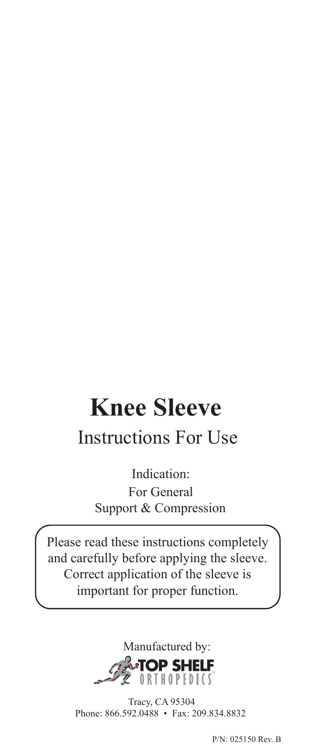# Knee Sleeve

## Instructions For Use

Indication:
For General
Support & Compression

Please read these instructions completely and carefully before applying the sleeve. Correct application of the sleeve is important for proper function.

Manufactured by:
TOP SHELF ORTHOPEDICS™

Tracy, CA 95304
Phone: 866.592.0488 • Fax: 209.834.8832

P/N: 025150 Rev. B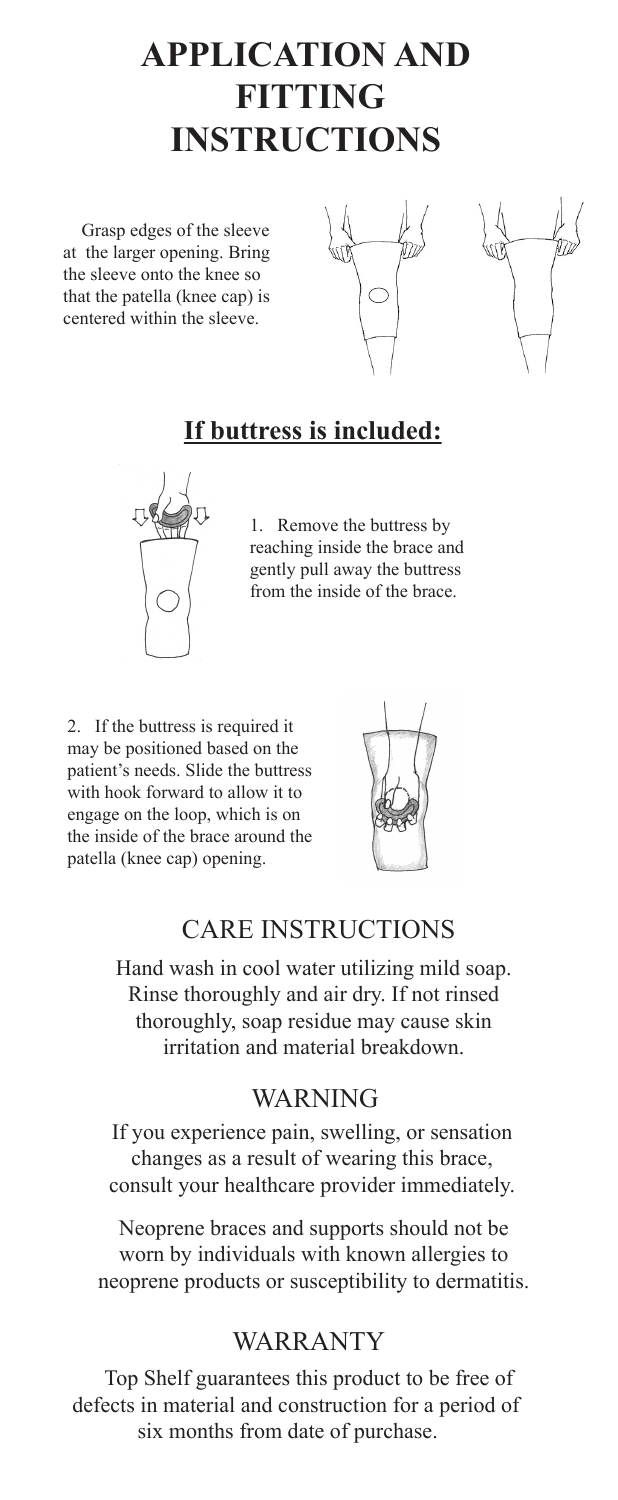# APPLICATION AND FITTING INSTRUCTIONS

Grasp edges of the sleeve at the larger opening. Bring the sleeve onto the knee so that the patella (knee cap) is centered within the sleeve.

## If buttress is included:

1. Remove the buttress by reaching inside the brace and gently pull away the buttress from the inside of the brace.

2. If the buttress is required it may be positioned based on the patient's needs. Slide the buttress with hook forward to allow it to engage on the loop, which is on the inside of the brace around the patella (knee cap) opening.

## CARE INSTRUCTIONS

Hand wash in cool water utilizing mild soap. Rinse thoroughly and air dry. If not rinsed thoroughly, soap residue may cause skin irritation and material breakdown.

## WARNING

If you experience pain, swelling, or sensation changes as a result of wearing this brace, consult your healthcare provider immediately.

Neoprene braces and supports should not be worn by individuals with known allergies to neoprene products or susceptibility to dermatitis.

## WARRANTY

Top Shelf guarantees this product to be free of defects in material and construction for a period of six months from date of purchase.